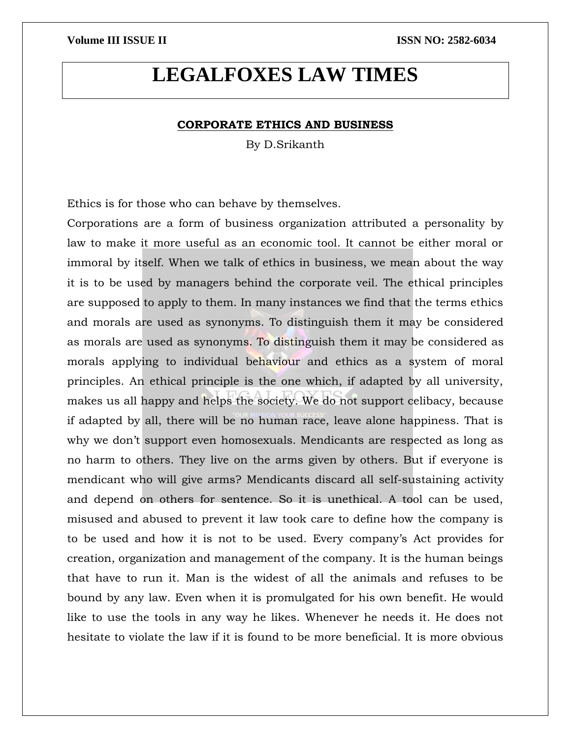# LEGALFOXES LAW TIMES

## CORPORATE ETHICS AND BUSINESS

By D.Srikanth

Ethics is for those who can behave by themselves.

Corporations are a form of business organization attributed a personality by law to make it more useful as an economic tool. It cannot be either moral or immoral by itself. When we talk of ethics in business, we mean about the way it is to be used by managers behind the corporate veil. The ethical principles are supposed to apply to them. In many instances we find that the terms ethics and morals are used as synonyms. To distinguish them it may be considered as morals are used as synonyms. To distinguish them it may be considered as morals applying to individual behaviour and ethics as a system of moral principles. An ethical principle is the one which, if adapted by all university, makes us all happy and helps the society. We do not support celibacy, because if adapted by all, there will be no human race, leave alone happiness. That is why we don't support even homosexuals. Mendicants are respected as long as no harm to others. They live on the arms given by others. But if everyone is mendicant who will give arms? Mendicants discard all self-sustaining activity and depend on others for sentence. So it is unethical. A tool can be used, misused and abused to prevent it law took care to define how the company is to be used and how it is not to be used. Every company's Act provides for creation, organization and management of the company. It is the human beings that have to run it. Man is the widest of all the animals and refuses to be bound by any law. Even when it is promulgated for his own benefit. He would like to use the tools in any way he likes. Whenever he needs it. He does not hesitate to violate the law if it is found to be more beneficial. It is more obvious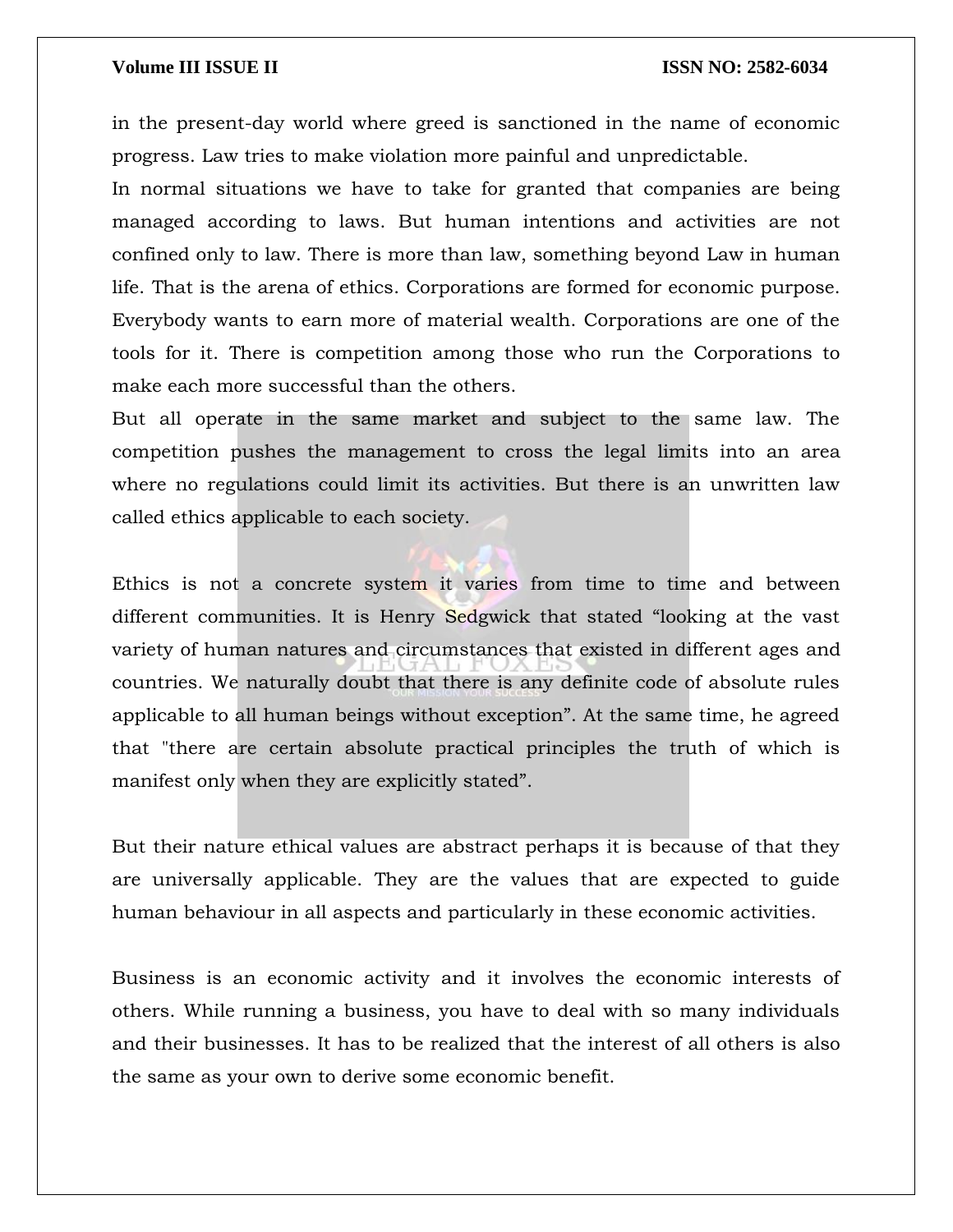in the present-day world where greed is sanctioned in the name of economic progress. Law tries to make violation more painful and unpredictable.

In normal situations we have to take for granted that companies are being managed according to laws. But human intentions and activities are not confined only to law. There is more than law, something beyond Law in human life. That is the arena of ethics. Corporations are formed for economic purpose. Everybody wants to earn more of material wealth. Corporations are one of the tools for it. There is competition among those who run the Corporations to make each more successful than the others.

But all operate in the same market and subject to the same law. The competition pushes the management to cross the legal limits into an area where no regulations could limit its activities. But there is an unwritten law called ethics applicable to each society.

Ethics is not a concrete system it varies from time to time and between different communities. It is Henry Sedgwick that stated "looking at the vast variety of human natures and circumstances that existed in different ages and countries. We naturally doubt that there is any definite code of absolute rules applicable to all human beings without exception". At the same time, he agreed that "there are certain absolute practical principles the truth of which is manifest only when they are explicitly stated".

But their nature ethical values are abstract perhaps it is because of that they are universally applicable. They are the values that are expected to guide human behaviour in all aspects and particularly in these economic activities.

Business is an economic activity and it involves the economic interests of others. While running a business, you have to deal with so many individuals and their businesses. It has to be realized that the interest of all others is also the same as your own to derive some economic benefit.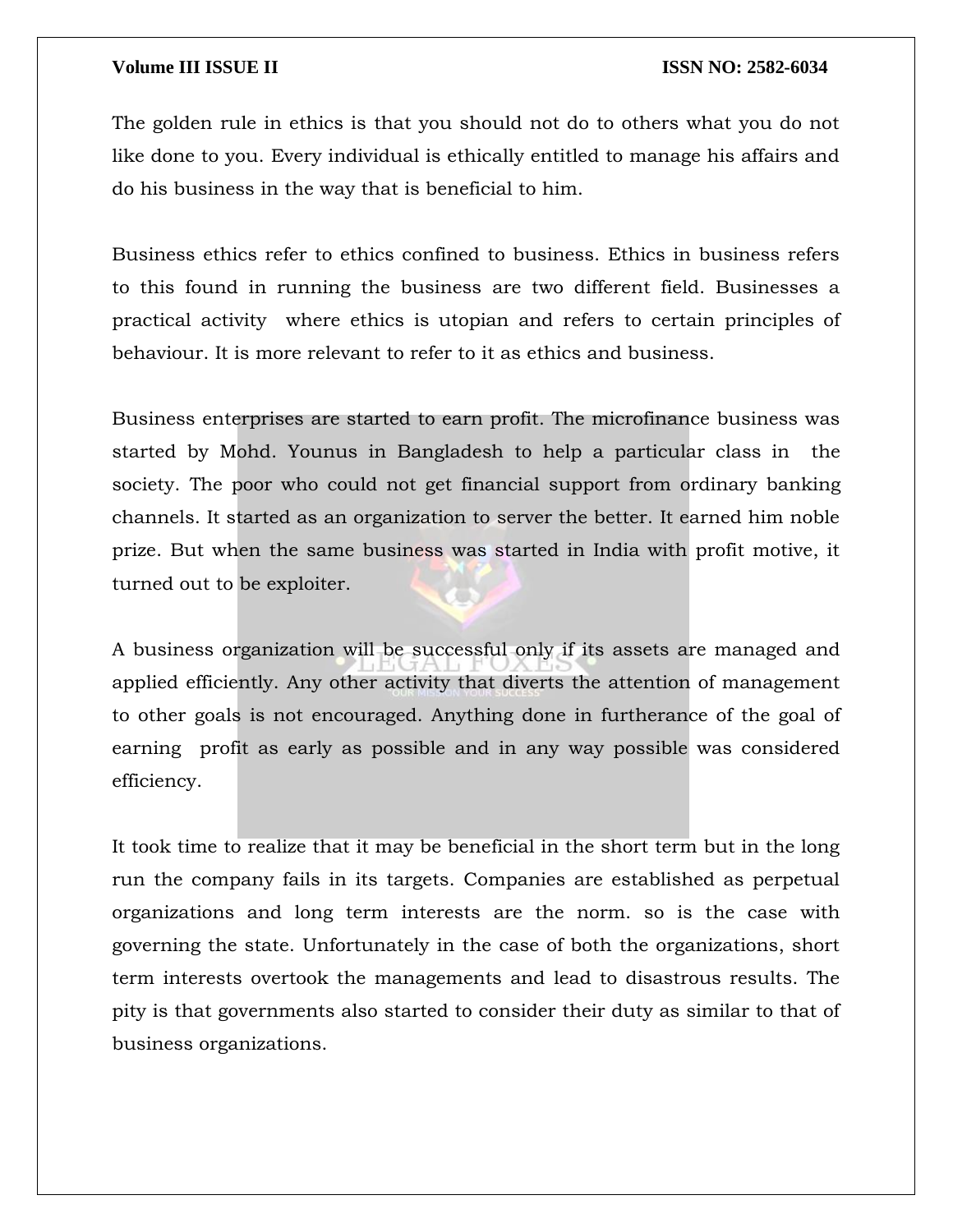The golden rule in ethics is that you should not do to others what you do not like done to you. Every individual is ethically entitled to manage his affairs and do his business in the way that is beneficial to him.

Business ethics refer to ethics confined to business. Ethics in business refers to this found in running the business are two different field. Businesses a practical activity where ethics is utopian and refers to certain principles of behaviour. It is more relevant to refer to it as ethics and business.

Business enterprises are started to earn profit. The microfinance business was started by Mohd. Younus in Bangladesh to help a particular class in the society. The poor who could not get financial support from ordinary banking channels. It started as an organization to server the better. It earned him noble prize. But when the same business was started in India with profit motive, it turned out to be exploiter.

A business organization will be successful only if its assets are managed and applied efficiently. Any other activity that diverts the attention of management to other goals is not encouraged. Anything done in furtherance of the goal of earning profit as early as possible and in any way possible was considered efficiency.

It took time to realize that it may be beneficial in the short term but in the long run the company fails in its targets. Companies are established as perpetual organizations and long term interests are the norm. so is the case with governing the state. Unfortunately in the case of both the organizations, short term interests overtook the managements and lead to disastrous results. The pity is that governments also started to consider their duty as similar to that of business organizations.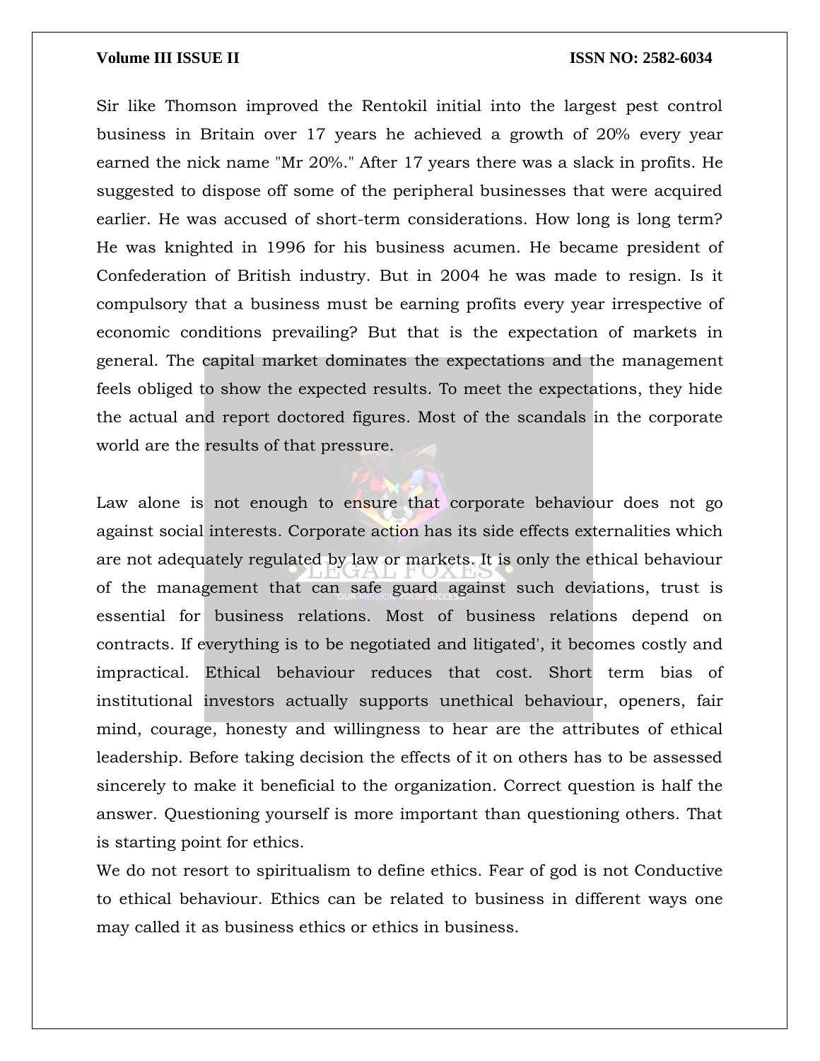Sir like Thomson improved the Rentokil initial into the largest pest control business in Britain over 17 years he achieved a growth of 20% every year earned the nick name "Mr 20%." After 17 years there was a slack in profits. He suggested to dispose off some of the peripheral businesses that were acquired earlier. He was accused of short-term considerations. How long is long term? He was knighted in 1996 for his business acumen. He became president of Confederation of British industry. But in 2004 he was made to resign. Is it compulsory that a business must be earning profits every year irrespective of economic conditions prevailing? But that is the expectation of markets in general. The capital market dominates the expectations and the management feels obliged to show the expected results. To meet the expectations, they hide the actual and report doctored figures. Most of the scandals in the corporate world are the results of that pressure.

Law alone is not enough to ensure that corporate behaviour does not go against social interests. Corporate action has its side effects externalities which are not adequately regulated by law or markets. It is only the ethical behaviour of the management that can safe guard against such deviations, trust is essential for business relations. Most of business relations depend on contracts. If everything is to be negotiated and litigated', it becomes costly and impractical. Ethical behaviour reduces that cost. Short term bias of institutional investors actually supports unethical behaviour, openers, fair mind, courage, honesty and willingness to hear are the attributes of ethical leadership. Before taking decision the effects of it on others has to be assessed sincerely to make it beneficial to the organization. Correct question is half the answer. Questioning yourself is more important than questioning others. That is starting point for ethics.

We do not resort to spiritualism to define ethics. Fear of god is not Conductive to ethical behaviour. Ethics can be related to business in different ways one may called it as business ethics or ethics in business.